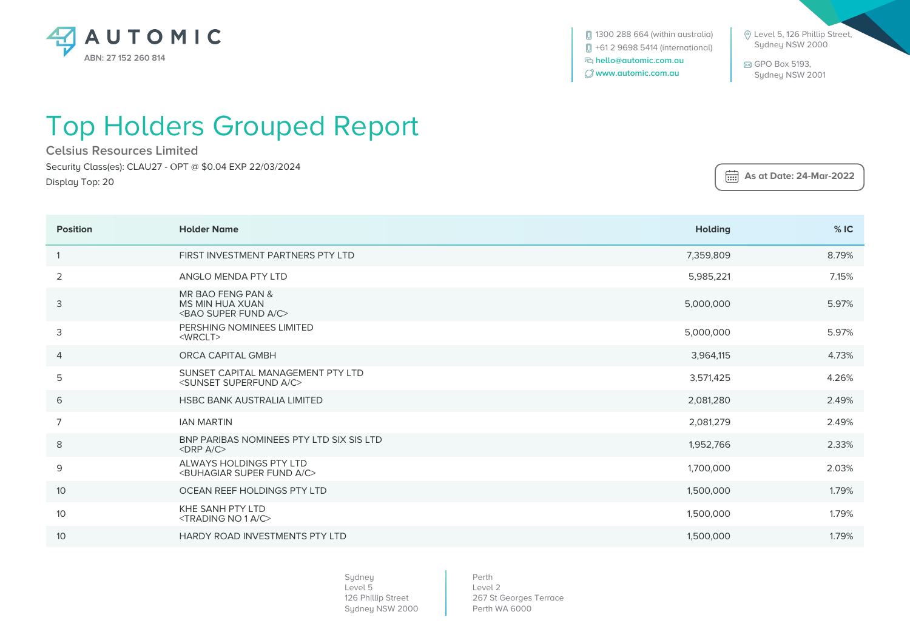AUTOMIC

ABN: 27 152 260 814

1300 288 664 (within australia)
+61 2 9698 5414 (international)
hello@automic.com.au
www.automic.com.au

Level 5, 126 Phillip Street,
Sydney NSW 2000

GPO Box 5193,
Sydney NSW 2001

# Top Holders Grouped Report

## Celsius Resources Limited

Security Class(es): CLAU27 - OPT @ $0.04 EXP 22/03/2024

Display Top: 20

**As at Date: 24-Mar-2022**

| Position | Holder Name | Holding | % IC |
|---|---|---|---|
| 1 | FIRST INVESTMENT PARTNERS PTY LTD | 7,359,809 | 8.79% |
| 2 | ANGLO MENDA PTY LTD | 5,985,221 | 7.15% |
| 3 | MR BAO FENG PAN & MS MIN HUA XUAN <BAO SUPER FUND A/C> | 5,000,000 | 5.97% |
| 3 | PERSHING NOMINEES LIMITED <WRCLT> | 5,000,000 | 5.97% |
| 4 | ORCA CAPITAL GMBH | 3,964,115 | 4.73% |
| 5 | SUNSET CAPITAL MANAGEMENT PTY LTD <SUNSET SUPERFUND A/C> | 3,571,425 | 4.26% |
| 6 | HSBC BANK AUSTRALIA LIMITED | 2,081,280 | 2.49% |
| 7 | IAN MARTIN | 2,081,279 | 2.49% |
| 8 | BNP PARIBAS NOMINEES PTY LTD SIX SIS LTD <DRP A/C> | 1,952,766 | 2.33% |
| 9 | ALWAYS HOLDINGS PTY LTD <BUHAGIAR SUPER FUND A/C> | 1,700,000 | 2.03% |
| 10 | OCEAN REEF HOLDINGS PTY LTD | 1,500,000 | 1.79% |
| 10 | KHE SANH PTY LTD <TRADING NO 1 A/C> | 1,500,000 | 1.79% |
| 10 | HARDY ROAD INVESTMENTS PTY LTD | 1,500,000 | 1.79% |

Sydney
Level 5
126 Phillip Street
Sydney NSW 2000

Perth
Level 2
267 St Georges Terrace
Perth WA 6000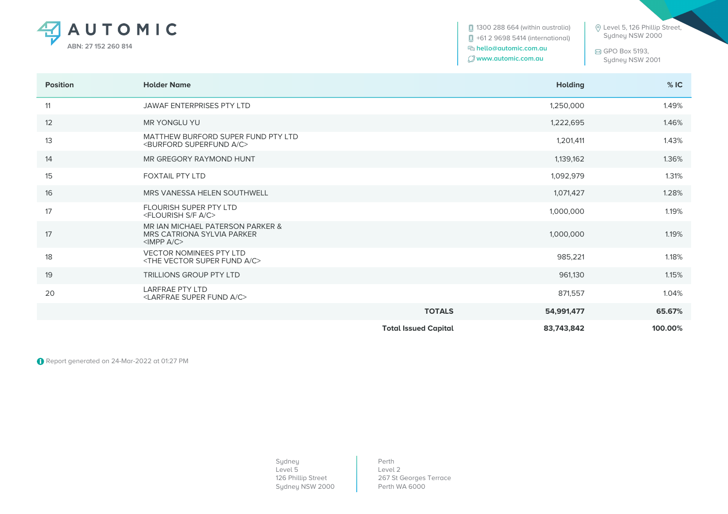| Position | Holder Name | Holding | % IC |
|---|---|---|---|
| 11 | JAWAF ENTERPRISES PTY LTD | 1,250,000 | 1.49% |
| 12 | MR YONGLU YU | 1,222,695 | 1.46% |
| 13 | MATTHEW BURFORD SUPER FUND PTY LTD <BURFORD SUPERFUND A/C> | 1,201,411 | 1.43% |
| 14 | MR GREGORY RAYMOND HUNT | 1,139,162 | 1.36% |
| 15 | FOXTAIL PTY LTD | 1,092,979 | 1.31% |
| 16 | MRS VANESSA HELEN SOUTHWELL | 1,071,427 | 1.28% |
| 17 | FLOURISH SUPER PTY LTD <FLOURISH S/F A/C> | 1,000,000 | 1.19% |
| 17 | MR IAN MICHAEL PATERSON PARKER & MRS CATRIONA SYLVIA PARKER <IMPP A/C> | 1,000,000 | 1.19% |
| 18 | VECTOR NOMINEES PTY LTD <THE VECTOR SUPER FUND A/C> | 985,221 | 1.18% |
| 19 | TRILLIONS GROUP PTY LTD | 961,130 | 1.15% |
| 20 | LARFRAE PTY LTD <LARFRAE SUPER FUND A/C> | 871,557 | 1.04% |
| | **TOTALS** | **54,991,477** | **65.67%** |
| | **Total Issued Capital** | **83,743,842** | **100.00%** |

Report generated on 24-Mar-2022 at 01:27 PM